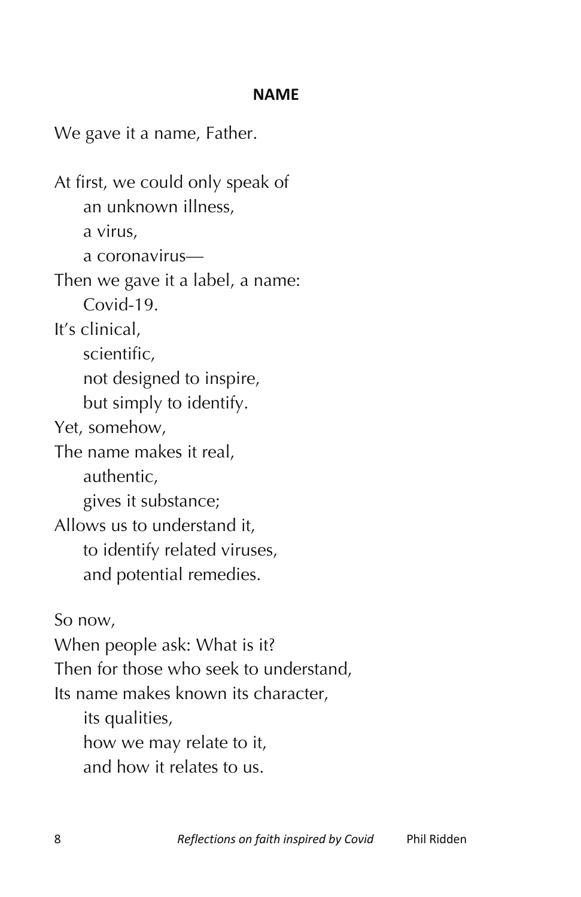## NAME

We gave it a name, Father.

At first, we could only speak of  
    an unknown illness,  
    a virus,  
    a coronavirus—  
Then we gave it a label, a name:  
    Covid-19.  
It's clinical,  
    scientific,  
    not designed to inspire,  
    but simply to identify.  
Yet, somehow,  
The name makes it real,  
    authentic,  
    gives it substance;  
Allows us to understand it,  
    to identify related viruses,  
    and potential remedies.

So now,  
When people ask: What is it?  
Then for those who seek to understand,  
Its name makes known its character,  
    its qualities,  
    how we may relate to it,  
    and how it relates to us.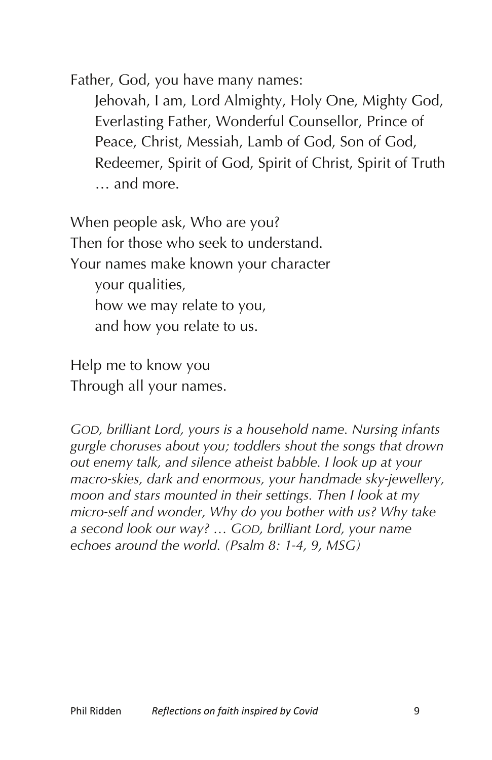Father, God, you have many names:

Jehovah, I am, Lord Almighty, Holy One, Mighty God, Everlasting Father, Wonderful Counsellor, Prince of Peace, Christ, Messiah, Lamb of God, Son of God, Redeemer, Spirit of God, Spirit of Christ, Spirit of Truth … and more.

When people ask, Who are you?  
Then for those who seek to understand.  
Your names make known your character  
your qualities,  
how we may relate to you,  
and how you relate to us.

Help me to know you  
Through all your names.

*GOD, brilliant Lord, yours is a household name. Nursing infants gurgle choruses about you; toddlers shout the songs that drown out enemy talk, and silence atheist babble. I look up at your macro-skies, dark and enormous, your handmade sky-jewellery, moon and stars mounted in their settings. Then I look at my micro-self and wonder, Why do you bother with us? Why take a second look our way? … GOD, brilliant Lord, your name echoes around the world. (Psalm 8: 1-4, 9, MSG)*